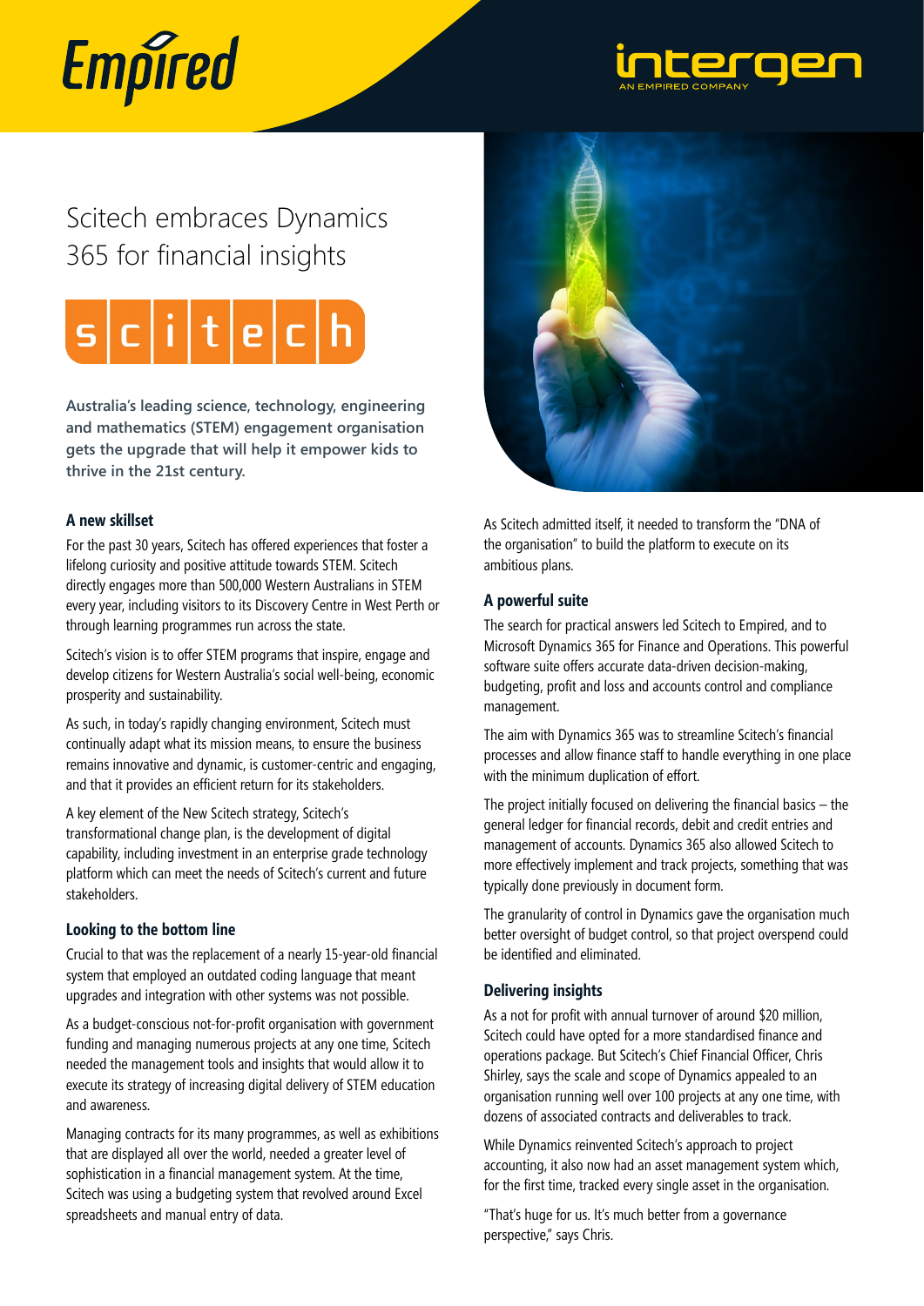Empired

intergen
AN EMPIRED COMPANY

# Scitech embraces Dynamics 365 for financial insights

scitech

**Australia's leading science, technology, engineering and mathematics (STEM) engagement organisation gets the upgrade that will help it empower kids to thrive in the 21st century.**

### A new skillset

For the past 30 years, Scitech has offered experiences that foster a lifelong curiosity and positive attitude towards STEM. Scitech directly engages more than 500,000 Western Australians in STEM every year, including visitors to its Discovery Centre in West Perth or through learning programmes run across the state.

Scitech's vision is to offer STEM programs that inspire, engage and develop citizens for Western Australia's social well-being, economic prosperity and sustainability.

As such, in today's rapidly changing environment, Scitech must continually adapt what its mission means, to ensure the business remains innovative and dynamic, is customer-centric and engaging, and that it provides an efficient return for its stakeholders.

A key element of the New Scitech strategy, Scitech's transformational change plan, is the development of digital capability, including investment in an enterprise grade technology platform which can meet the needs of Scitech's current and future stakeholders.

### Looking to the bottom line

Crucial to that was the replacement of a nearly 15-year-old financial system that employed an outdated coding language that meant upgrades and integration with other systems was not possible.

As a budget-conscious not-for-profit organisation with government funding and managing numerous projects at any one time, Scitech needed the management tools and insights that would allow it to execute its strategy of increasing digital delivery of STEM education and awareness.

Managing contracts for its many programmes, as well as exhibitions that are displayed all over the world, needed a greater level of sophistication in a financial management system. At the time, Scitech was using a budgeting system that revolved around Excel spreadsheets and manual entry of data.

As Scitech admitted itself, it needed to transform the "DNA of the organisation" to build the platform to execute on its ambitious plans.

### A powerful suite

The search for practical answers led Scitech to Empired, and to Microsoft Dynamics 365 for Finance and Operations. This powerful software suite offers accurate data-driven decision-making, budgeting, profit and loss and accounts control and compliance management.

The aim with Dynamics 365 was to streamline Scitech's financial processes and allow finance staff to handle everything in one place with the minimum duplication of effort.

The project initially focused on delivering the financial basics – the general ledger for financial records, debit and credit entries and management of accounts. Dynamics 365 also allowed Scitech to more effectively implement and track projects, something that was typically done previously in document form.

The granularity of control in Dynamics gave the organisation much better oversight of budget control, so that project overspend could be identified and eliminated.

### Delivering insights

As a not for profit with annual turnover of around $20 million, Scitech could have opted for a more standardised finance and operations package. But Scitech's Chief Financial Officer, Chris Shirley, says the scale and scope of Dynamics appealed to an organisation running well over 100 projects at any one time, with dozens of associated contracts and deliverables to track.

While Dynamics reinvented Scitech's approach to project accounting, it also now had an asset management system which, for the first time, tracked every single asset in the organisation.

"That's huge for us. It's much better from a governance perspective," says Chris.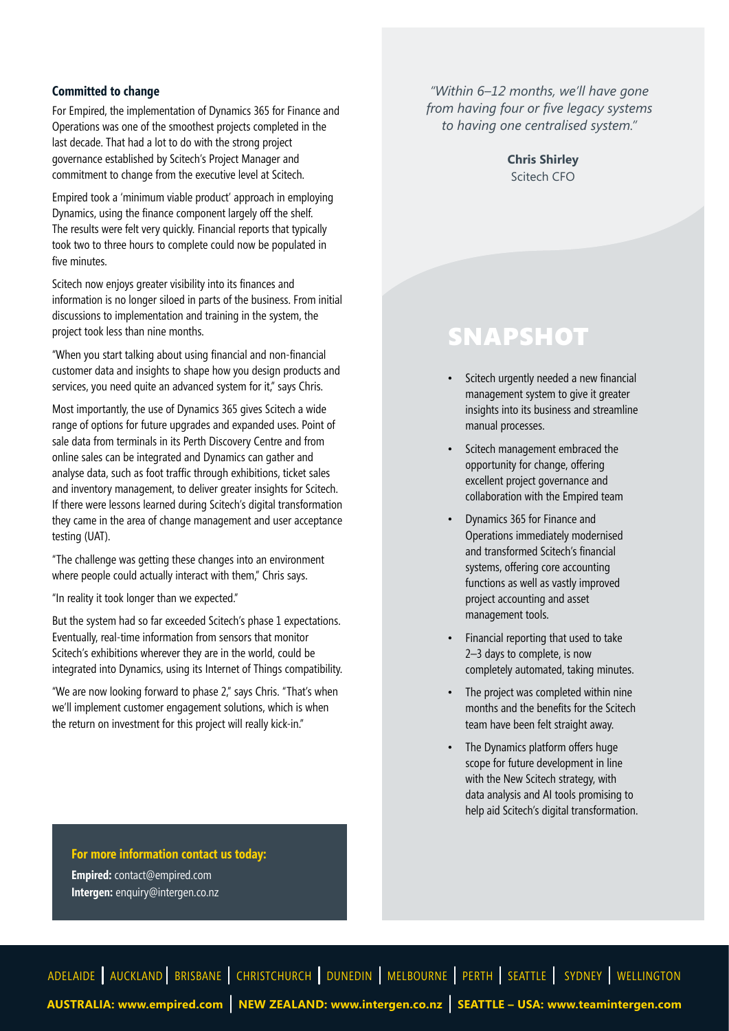### Committed to change

For Empired, the implementation of Dynamics 365 for Finance and Operations was one of the smoothest projects completed in the last decade. That had a lot to do with the strong project governance established by Scitech's Project Manager and commitment to change from the executive level at Scitech.

Empired took a 'minimum viable product' approach in employing Dynamics, using the finance component largely off the shelf. The results were felt very quickly. Financial reports that typically took two to three hours to complete could now be populated in five minutes.

Scitech now enjoys greater visibility into its finances and information is no longer siloed in parts of the business. From initial discussions to implementation and training in the system, the project took less than nine months.

"When you start talking about using financial and non-financial customer data and insights to shape how you design products and services, you need quite an advanced system for it," says Chris.

Most importantly, the use of Dynamics 365 gives Scitech a wide range of options for future upgrades and expanded uses. Point of sale data from terminals in its Perth Discovery Centre and from online sales can be integrated and Dynamics can gather and analyse data, such as foot traffic through exhibitions, ticket sales and inventory management, to deliver greater insights for Scitech. If there were lessons learned during Scitech's digital transformation they came in the area of change management and user acceptance testing (UAT).

"The challenge was getting these changes into an environment where people could actually interact with them," Chris says.

"In reality it took longer than we expected."

But the system had so far exceeded Scitech's phase 1 expectations. Eventually, real-time information from sensors that monitor Scitech's exhibitions wherever they are in the world, could be integrated into Dynamics, using its Internet of Things compatibility.

"We are now looking forward to phase 2," says Chris. "That's when we'll implement customer engagement solutions, which is when the return on investment for this project will really kick-in."

*"Within 6–12 months, we'll have gone from having four or five legacy systems to having one centralised system."*

**Chris Shirley**
Scitech CFO

## SNAPSHOT

- Scitech urgently needed a new financial management system to give it greater insights into its business and streamline manual processes.
- Scitech management embraced the opportunity for change, offering excellent project governance and collaboration with the Empired team
- Dynamics 365 for Finance and Operations immediately modernised and transformed Scitech's financial systems, offering core accounting functions as well as vastly improved project accounting and asset management tools.
- Financial reporting that used to take 2–3 days to complete, is now completely automated, taking minutes.
- The project was completed within nine months and the benefits for the Scitech team have been felt straight away.
- The Dynamics platform offers huge scope for future development in line with the New Scitech strategy, with data analysis and AI tools promising to help aid Scitech's digital transformation.

**For more information contact us today:**

**Empired:** contact@empired.com
**Intergen:** enquiry@intergen.co.nz

ADELAIDE | AUCKLAND | BRISBANE | CHRISTCHURCH | DUNEDIN | MELBOURNE | PERTH | SEATTLE | SYDNEY | WELLINGTON

**AUSTRALIA: www.empired.com | NEW ZEALAND: www.intergen.co.nz | SEATTLE – USA: www.teamintergen.com**